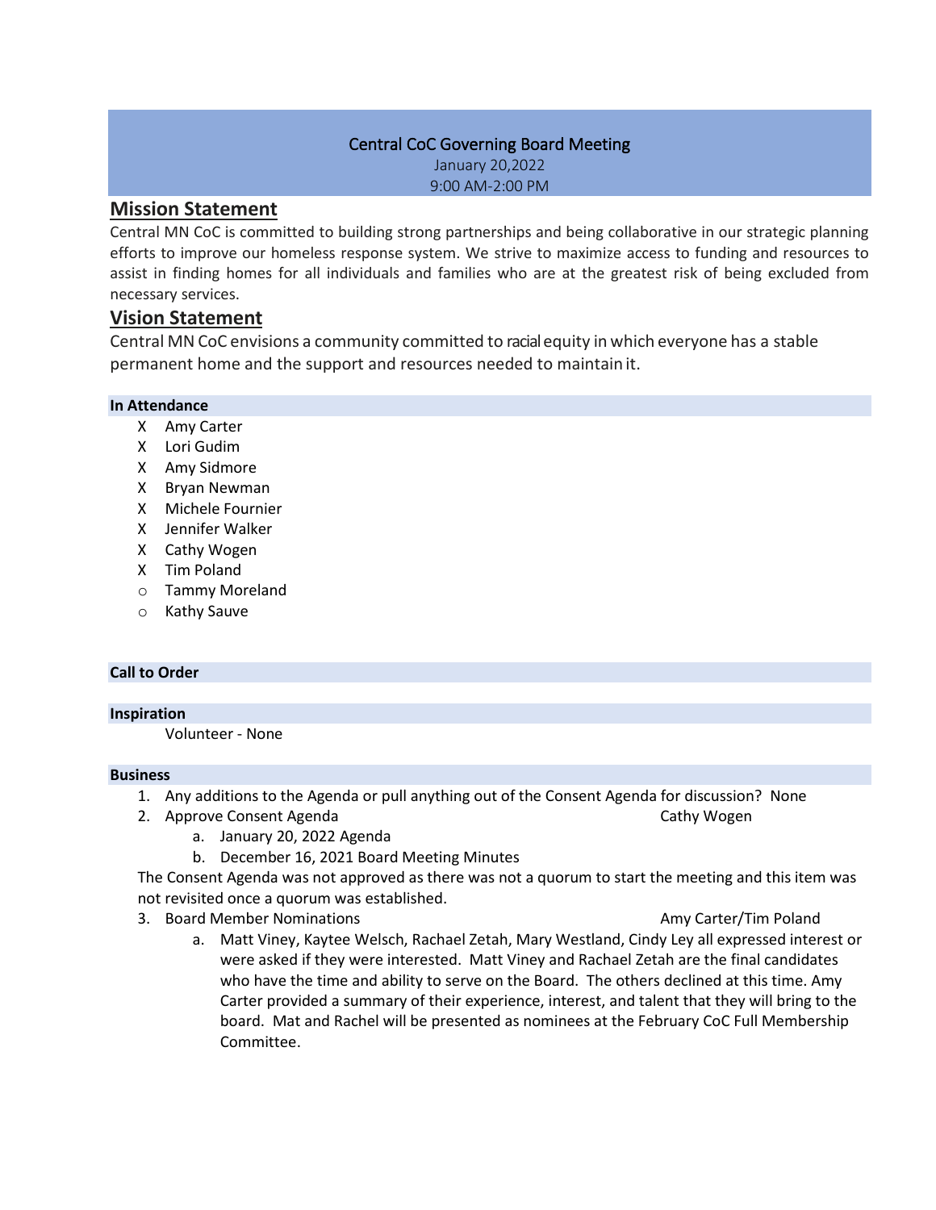# Central CoC Governing Board Meeting

January 20,2022

9:00 AM-2:00 PM

## Mission Statement

Central MN CoC is committed to building strong partnerships and being collaborative in our strategic planning efforts to improve our homeless response system. We strive to maximize access to funding and resources to assist in finding homes for all individuals and families who are at the greatest risk of being excluded from necessary services.

## Vision Statement

Central MN CoC envisions a community committed to racial equity in which everyone has a stable permanent home and the support and resources needed to maintain it.

### In Attendance

- X Amy Carter
- X Lori Gudim
- X Amy Sidmore
- X Bryan Newman
- X Michele Fournier
- X Jennifer Walker
- X Cathy Wogen
- X Tim Poland
- o Tammy Moreland
- o Kathy Sauve

### Call to Order

### Inspiration

Volunteer - None

### Business

1. Any additions to the Agenda or pull anything out of the Consent Agenda for discussion? None
2. Approve Consent Agenda — Cathy Wogen
   a. January 20, 2022 Agenda
   b. December 16, 2021 Board Meeting Minutes

   The Consent Agenda was not approved as there was not a quorum to start the meeting and this item was not revisited once a quorum was established.
3. Board Member Nominations — Amy Carter/Tim Poland
   a. Matt Viney, Kaytee Welsch, Rachael Zetah, Mary Westland, Cindy Ley all expressed interest or were asked if they were interested. Matt Viney and Rachael Zetah are the final candidates who have the time and ability to serve on the Board. The others declined at this time. Amy Carter provided a summary of their experience, interest, and talent that they will bring to the board. Mat and Rachel will be presented as nominees at the February CoC Full Membership Committee.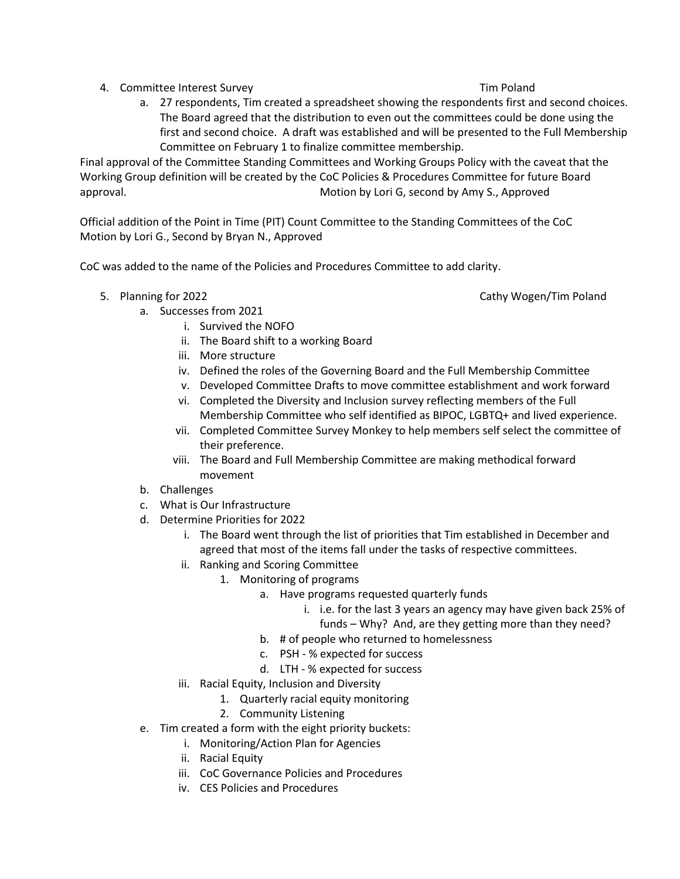4. Committee Interest Survey — Tim Poland
    a. 27 respondents, Tim created a spreadsheet showing the respondents first and second choices. The Board agreed that the distribution to even out the committees could be done using the first and second choice. A draft was established and will be presented to the Full Membership Committee on February 1 to finalize committee membership.

Final approval of the Committee Standing Committees and Working Groups Policy with the caveat that the Working Group definition will be created by the CoC Policies & Procedures Committee for future Board approval. Motion by Lori G, second by Amy S., Approved

Official addition of the Point in Time (PIT) Count Committee to the Standing Committees of the CoC
Motion by Lori G., Second by Bryan N., Approved

CoC was added to the name of the Policies and Procedures Committee to add clarity.

5. Planning for 2022 — Cathy Wogen/Tim Poland
    a. Successes from 2021
        i. Survived the NOFO
        ii. The Board shift to a working Board
        iii. More structure
        iv. Defined the roles of the Governing Board and the Full Membership Committee
        v. Developed Committee Drafts to move committee establishment and work forward
        vi. Completed the Diversity and Inclusion survey reflecting members of the Full Membership Committee who self identified as BIPOC, LGBTQ+ and lived experience.
        vii. Completed Committee Survey Monkey to help members self select the committee of their preference.
        viii. The Board and Full Membership Committee are making methodical forward movement
    b. Challenges
    c. What is Our Infrastructure
    d. Determine Priorities for 2022
        i. The Board went through the list of priorities that Tim established in December and agreed that most of the items fall under the tasks of respective committees.
        ii. Ranking and Scoring Committee
            1. Monitoring of programs
                a. Have programs requested quarterly funds
                    i. i.e. for the last 3 years an agency may have given back 25% of funds – Why? And, are they getting more than they need?
                b. # of people who returned to homelessness
                c. PSH - % expected for success
                d. LTH - % expected for success
        iii. Racial Equity, Inclusion and Diversity
            1. Quarterly racial equity monitoring
            2. Community Listening
    e. Tim created a form with the eight priority buckets:
        i. Monitoring/Action Plan for Agencies
        ii. Racial Equity
        iii. CoC Governance Policies and Procedures
        iv. CES Policies and Procedures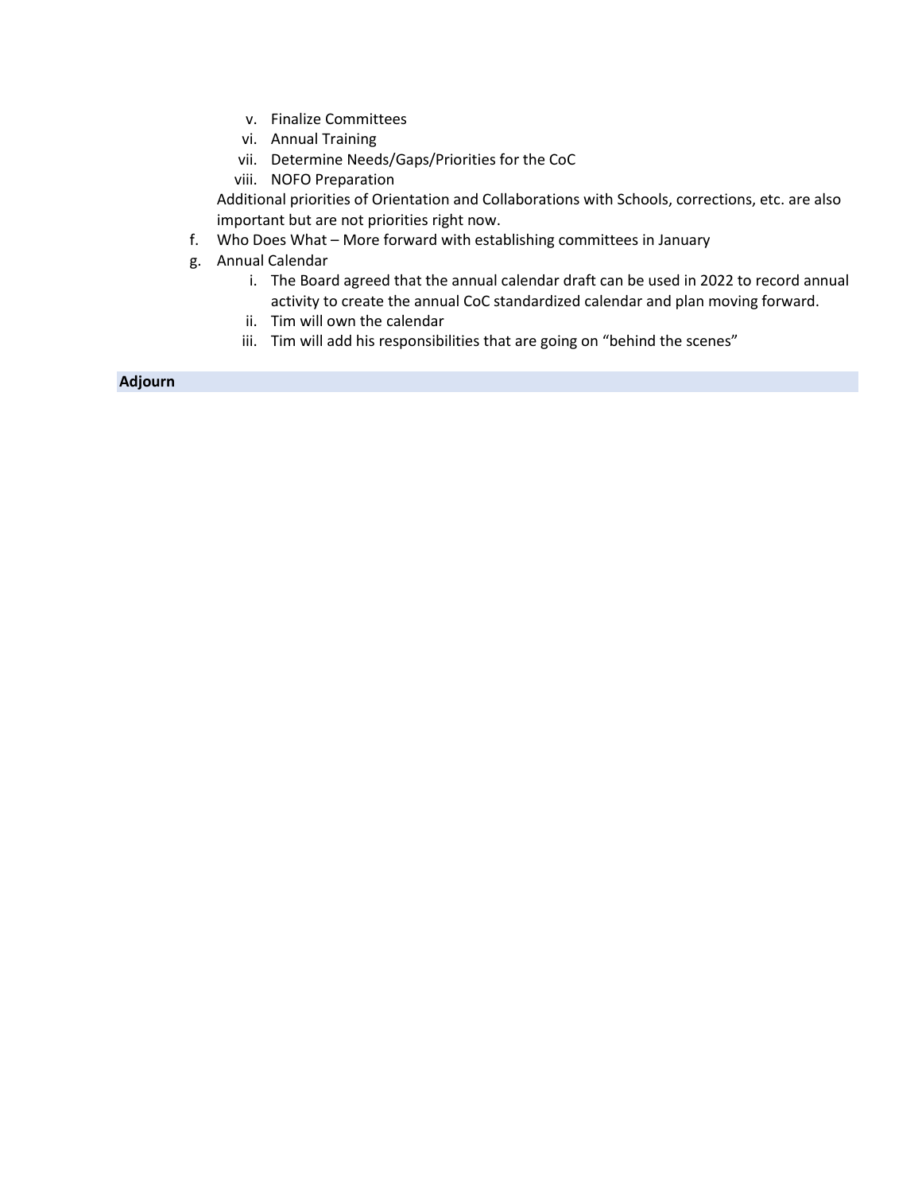v. Finalize Committees
vi. Annual Training
vii. Determine Needs/Gaps/Priorities for the CoC
viii. NOFO Preparation

Additional priorities of Orientation and Collaborations with Schools, corrections, etc. are also important but are not priorities right now.

f. Who Does What – More forward with establishing committees in January
g. Annual Calendar
    i. The Board agreed that the annual calendar draft can be used in 2022 to record annual activity to create the annual CoC standardized calendar and plan moving forward.
    ii. Tim will own the calendar
    iii. Tim will add his responsibilities that are going on "behind the scenes"

**Adjourn**